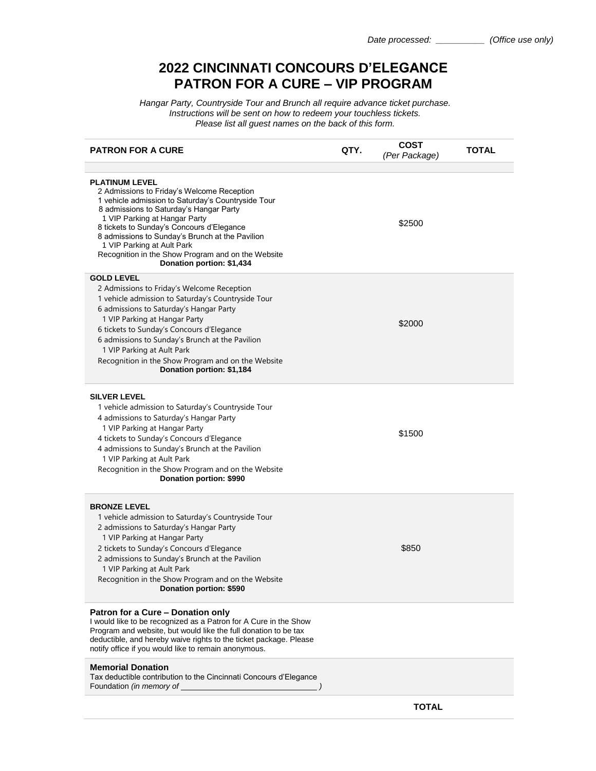*Date processed: __________ (Office use only)*

# 2022 CINCINNATI CONCOURS D'ELEGANCE
# PATRON FOR A CURE – VIP PROGRAM

*Hangar Party, Countryside Tour and Brunch all require advance ticket purchase.*
*Instructions will be sent on how to redeem your touchless tickets.*
*Please list all guest names on the back of this form.*

| PATRON FOR A CURE | QTY. | COST *(Per Package)* | TOTAL |
|---|---|---|---|
| **PLATINUM LEVEL**<br>2 Admissions to Friday's Welcome Reception<br>1 vehicle admission to Saturday's Countryside Tour<br>8 admissions to Saturday's Hangar Party<br>1 VIP Parking at Hangar Party<br>8 tickets to Sunday's Concours d'Elegance<br>8 admissions to Sunday's Brunch at the Pavilion<br>1 VIP Parking at Ault Park<br>Recognition in the Show Program and on the Website<br>**Donation portion: $1,434** | | $2500 | |
| **GOLD LEVEL**<br>2 Admissions to Friday's Welcome Reception<br>1 vehicle admission to Saturday's Countryside Tour<br>6 admissions to Saturday's Hangar Party<br>1 VIP Parking at Hangar Party<br>6 tickets to Sunday's Concours d'Elegance<br>6 admissions to Sunday's Brunch at the Pavilion<br>1 VIP Parking at Ault Park<br>Recognition in the Show Program and on the Website<br>**Donation portion: $1,184** | | $2000 | |
| **SILVER LEVEL**<br>1 vehicle admission to Saturday's Countryside Tour<br>4 admissions to Saturday's Hangar Party<br>1 VIP Parking at Hangar Party<br>4 tickets to Sunday's Concours d'Elegance<br>4 admissions to Sunday's Brunch at the Pavilion<br>1 VIP Parking at Ault Park<br>Recognition in the Show Program and on the Website<br>**Donation portion: $990** | | $1500 | |
| **BRONZE LEVEL**<br>1 vehicle admission to Saturday's Countryside Tour<br>2 admissions to Saturday's Hangar Party<br>1 VIP Parking at Hangar Party<br>2 tickets to Sunday's Concours d'Elegance<br>2 admissions to Sunday's Brunch at the Pavilion<br>1 VIP Parking at Ault Park<br>Recognition in the Show Program and on the Website<br>**Donation portion: $590** | | $850 | |
| **Patron for a Cure – Donation only**<br>I would like to be recognized as a Patron for A Cure in the Show Program and website, but would like the full donation to be tax deductible, and hereby waive rights to the ticket package. Please notify office if you would like to remain anonymous. | | | |
| **Memorial Donation**<br>Tax deductible contribution to the Cincinnati Concours d'Elegance Foundation *(in memory of ______________________________ )* | | | |
| | | **TOTAL** | |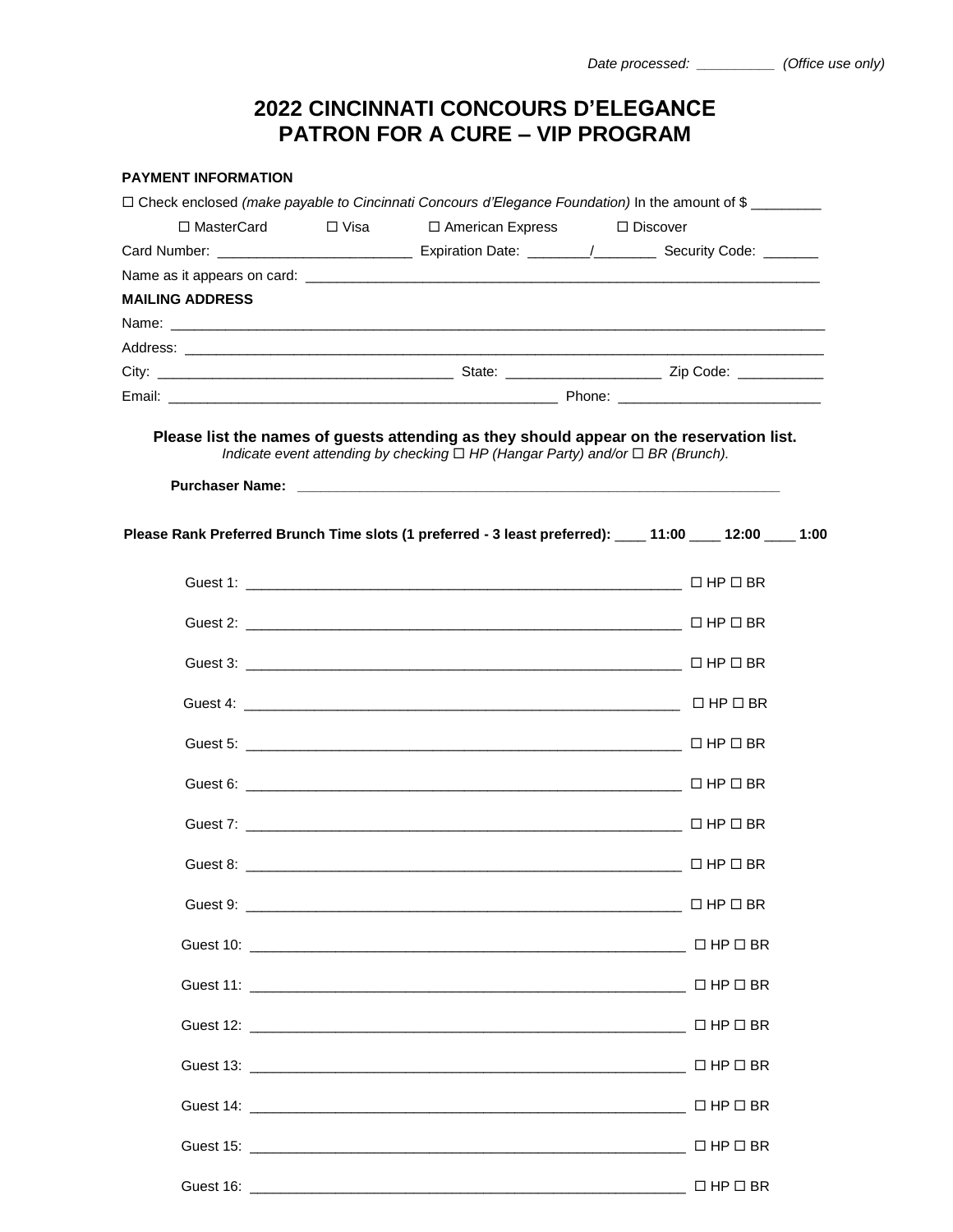*Date processed: _________ (Office use only)*

# 2022 CINCINNATI CONCOURS D'ELEGANCE
# PATRON FOR A CURE – VIP PROGRAM

**PAYMENT INFORMATION**

☐ Check enclosed *(make payable to Cincinnati Concours d'Elegance Foundation)* In the amount of $ ________

☐ MasterCard ☐ Visa ☐ American Express ☐ Discover

Card Number: ________________________ Expiration Date: ________/________ Security Code: _______

Name as it appears on card: _________________________________________________________________

**MAILING ADDRESS**

Name: _____________________________________________________________________________________

Address: ___________________________________________________________________________________

City: ____________________________________ State: ___________________ Zip Code: ___________

Email: _________________________________________________ Phone: _________________________

**Please list the names of guests attending as they should appear on the reservation list.**

*Indicate event attending by checking ☐ HP (Hangar Party) and/or ☐ BR (Brunch).*

**Purchaser Name: _______________________________________________________________**

**Please Rank Preferred Brunch Time slots (1 preferred - 3 least preferred): ____ 11:00 ____ 12:00 ____ 1:00**

Guest 1: ________________________________________________________ ☐ HP ☐ BR

Guest 2: ________________________________________________________ ☐ HP ☐ BR

Guest 3: ________________________________________________________ ☐ HP ☐ BR

Guest 4: ________________________________________________________ ☐ HP ☐ BR

Guest 5: ________________________________________________________ ☐ HP ☐ BR

Guest 6: ________________________________________________________ ☐ HP ☐ BR

Guest 7: ________________________________________________________ ☐ HP ☐ BR

Guest 8: ________________________________________________________ ☐ HP ☐ BR

Guest 9: ________________________________________________________ ☐ HP ☐ BR

Guest 10: ________________________________________________________ ☐ HP ☐ BR

Guest 11: ________________________________________________________ ☐ HP ☐ BR

Guest 12: ________________________________________________________ ☐ HP ☐ BR

Guest 13: ________________________________________________________ ☐ HP ☐ BR

Guest 14: ________________________________________________________ ☐ HP ☐ BR

Guest 15: ________________________________________________________ ☐ HP ☐ BR

Guest 16: ________________________________________________________ ☐ HP ☐ BR